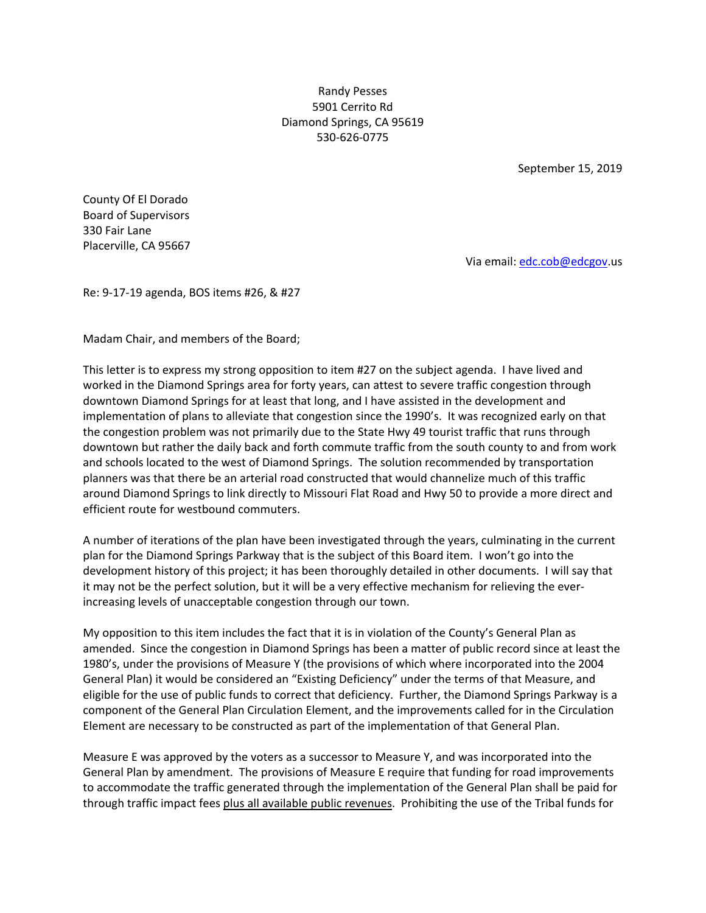Randy Pesses
5901 Cerrito Rd
Diamond Springs, CA 95619
530-626-0775

September 15, 2019

County Of El Dorado
Board of Supervisors
330 Fair Lane
Placerville, CA 95667

Via email: edc.cob@edcgov.us

Re: 9-17-19 agenda, BOS items #26, & #27

Madam Chair, and members of the Board;

This letter is to express my strong opposition to item #27 on the subject agenda. I have lived and worked in the Diamond Springs area for forty years, can attest to severe traffic congestion through downtown Diamond Springs for at least that long, and I have assisted in the development and implementation of plans to alleviate that congestion since the 1990's. It was recognized early on that the congestion problem was not primarily due to the State Hwy 49 tourist traffic that runs through downtown but rather the daily back and forth commute traffic from the south county to and from work and schools located to the west of Diamond Springs. The solution recommended by transportation planners was that there be an arterial road constructed that would channelize much of this traffic around Diamond Springs to link directly to Missouri Flat Road and Hwy 50 to provide a more direct and efficient route for westbound commuters.

A number of iterations of the plan have been investigated through the years, culminating in the current plan for the Diamond Springs Parkway that is the subject of this Board item. I won't go into the development history of this project; it has been thoroughly detailed in other documents. I will say that it may not be the perfect solution, but it will be a very effective mechanism for relieving the ever-increasing levels of unacceptable congestion through our town.

My opposition to this item includes the fact that it is in violation of the County's General Plan as amended. Since the congestion in Diamond Springs has been a matter of public record since at least the 1980's, under the provisions of Measure Y (the provisions of which where incorporated into the 2004 General Plan) it would be considered an "Existing Deficiency" under the terms of that Measure, and eligible for the use of public funds to correct that deficiency. Further, the Diamond Springs Parkway is a component of the General Plan Circulation Element, and the improvements called for in the Circulation Element are necessary to be constructed as part of the implementation of that General Plan.

Measure E was approved by the voters as a successor to Measure Y, and was incorporated into the General Plan by amendment. The provisions of Measure E require that funding for road improvements to accommodate the traffic generated through the implementation of the General Plan shall be paid for through traffic impact fees <u>plus all available public revenues</u>. Prohibiting the use of the Tribal funds for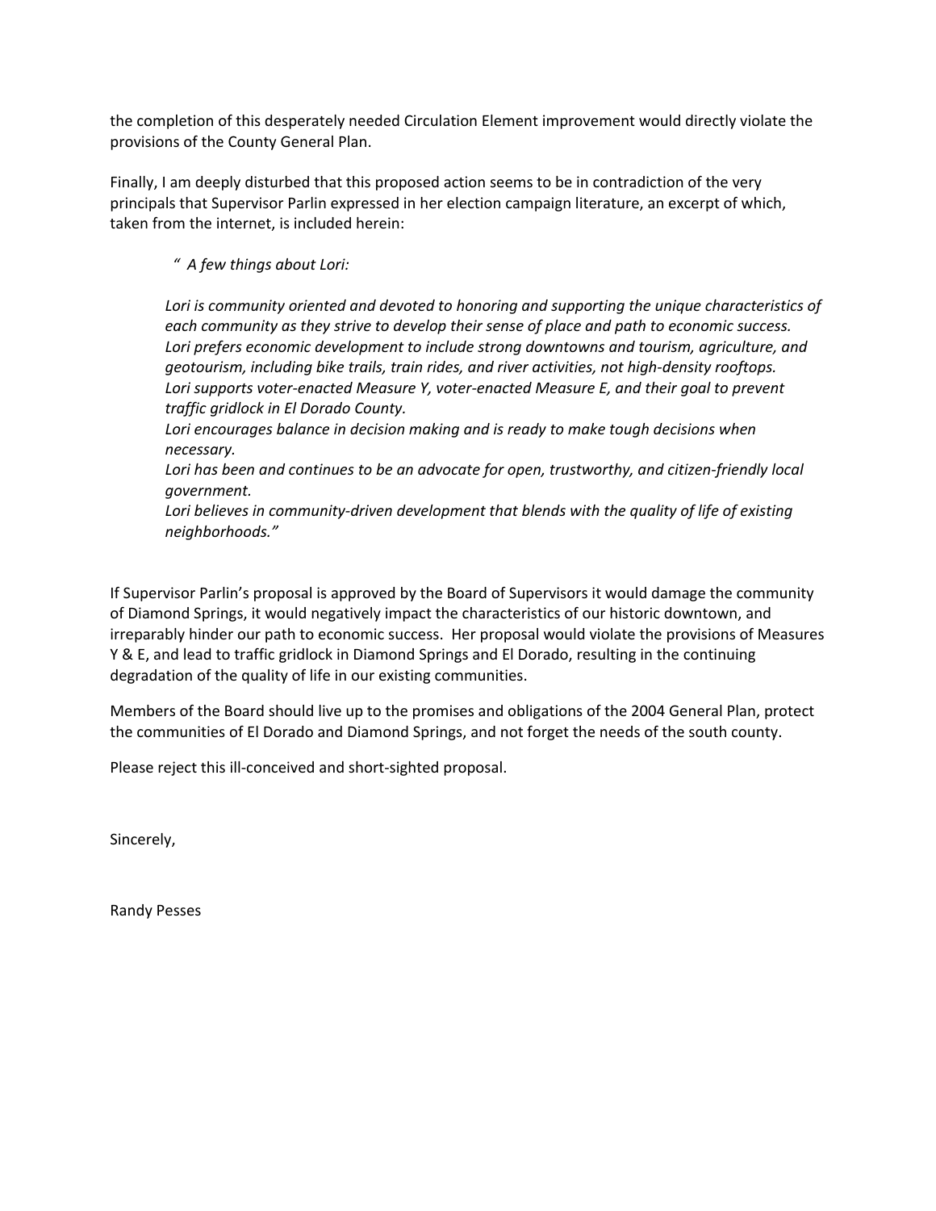the completion of this desperately needed Circulation Element improvement would directly violate the provisions of the County General Plan.

Finally, I am deeply disturbed that this proposed action seems to be in contradiction of the very principals that Supervisor Parlin expressed in her election campaign literature, an excerpt of which, taken from the internet, is included herein:

> *" A few things about Lori:*
>
> *Lori is community oriented and devoted to honoring and supporting the unique characteristics of each community as they strive to develop their sense of place and path to economic success.*
> *Lori prefers economic development to include strong downtowns and tourism, agriculture, and geotourism, including bike trails, train rides, and river activities, not high-density rooftops.*
> *Lori supports voter-enacted Measure Y, voter-enacted Measure E, and their goal to prevent traffic gridlock in El Dorado County.*
> *Lori encourages balance in decision making and is ready to make tough decisions when necessary.*
> *Lori has been and continues to be an advocate for open, trustworthy, and citizen-friendly local government.*
> *Lori believes in community-driven development that blends with the quality of life of existing neighborhoods."*

If Supervisor Parlin's proposal is approved by the Board of Supervisors it would damage the community of Diamond Springs, it would negatively impact the characteristics of our historic downtown, and irreparably hinder our path to economic success. Her proposal would violate the provisions of Measures Y & E, and lead to traffic gridlock in Diamond Springs and El Dorado, resulting in the continuing degradation of the quality of life in our existing communities.

Members of the Board should live up to the promises and obligations of the 2004 General Plan, protect the communities of El Dorado and Diamond Springs, and not forget the needs of the south county.

Please reject this ill-conceived and short-sighted proposal.

Sincerely,

Randy Pesses